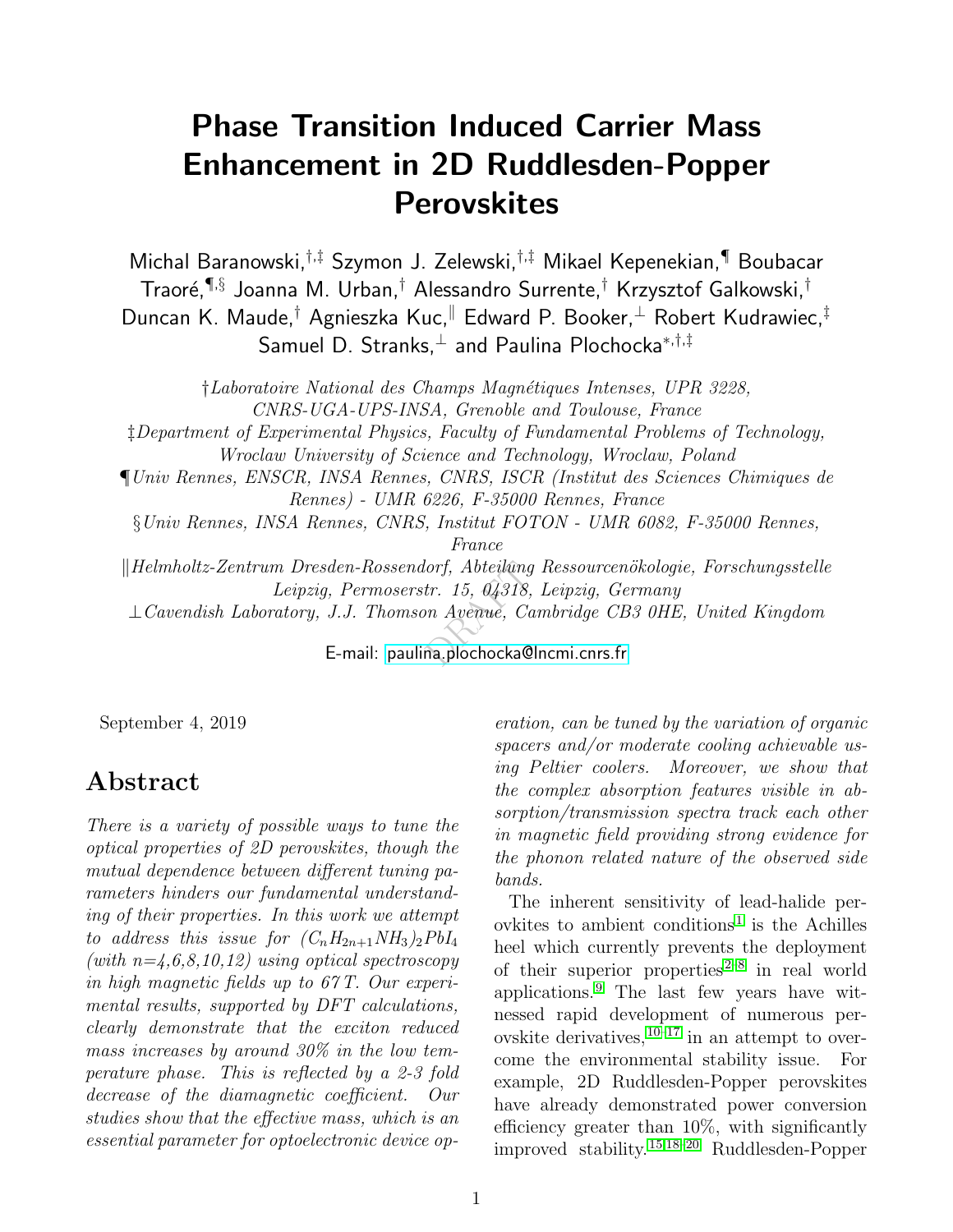# Phase Transition Induced Carrier Mass Enhancement in 2D Ruddlesden-Popper Perovskites

Michal Baranowski,[†,‡] Szymon J. Zelewski,[†,‡] Mikael Kepenekian,[¶] Boubacar Traoré,[¶,§] Joanna M. Urban,[†] Alessandro Surrente,[†] Krzysztof Galkowski,[†] Duncan K. Maude,[†] Agnieszka Kuc,[∥] Edward P. Booker,[⊥] Robert Kudrawiec,[‡] Samuel D. Stranks,[⊥] and Paulina Plochocka[*,†,‡]

†*Laboratoire National des Champs Magnétiques Intenses, UPR 3228, CNRS-UGA-UPS-INSA, Grenoble and Toulouse, France*

‡*Department of Experimental Physics, Faculty of Fundamental Problems of Technology, Wroclaw University of Science and Technology, Wroclaw, Poland*

¶*Univ Rennes, ENSCR, INSA Rennes, CNRS, ISCR (Institut des Sciences Chimiques de Rennes) - UMR 6226, F-35000 Rennes, France*

§*Univ Rennes, INSA Rennes, CNRS, Institut FOTON - UMR 6082, F-35000 Rennes, France*

∥*Helmholtz-Zentrum Dresden-Rossendorf, Abteilung Ressourcenökologie, Forschungsstelle Leipzig, Permoserstr. 15, 04318, Leipzig, Germany*

⊥*Cavendish Laboratory, J.J. Thomson Avenue, Cambridge CB3 0HE, United Kingdom*

E-mail: paulina.plochocka@lncmi.cnrs.fr

September 4, 2019

## Abstract

*There is a variety of possible ways to tune the optical properties of 2D perovskites, though the mutual dependence between different tuning parameters hinders our fundamental understanding of their properties. In this work we attempt to address this issue for $(C_nH_{2n+1}NH_3)_2PbI_4$ (with n=4,6,8,10,12) using optical spectroscopy in high magnetic fields up to 67 T. Our experimental results, supported by DFT calculations, clearly demonstrate that the exciton reduced mass increases by around 30% in the low temperature phase. This is reflected by a 2-3 fold decrease of the diamagnetic coefficient. Our studies show that the effective mass, which is an essential parameter for optoelectronic device operation, can be tuned by the variation of organic spacers and/or moderate cooling achievable using Peltier coolers. Moreover, we show that the complex absorption features visible in absorption/transmission spectra track each other in magnetic field providing strong evidence for the phonon related nature of the observed side bands.*

The inherent sensitivity of lead-halide perovkites to ambient conditions[1] is the Achilles heel which currently prevents the deployment of their superior properties[2–8] in real world applications.[9] The last few years have witnessed rapid development of numerous perovskite derivatives,[10–17] in an attempt to overcome the environmental stability issue. For example, 2D Ruddlesden-Popper perovskites have already demonstrated power conversion efficiency greater than 10%, with significantly improved stability.[15,18–20] Ruddlesden-Popper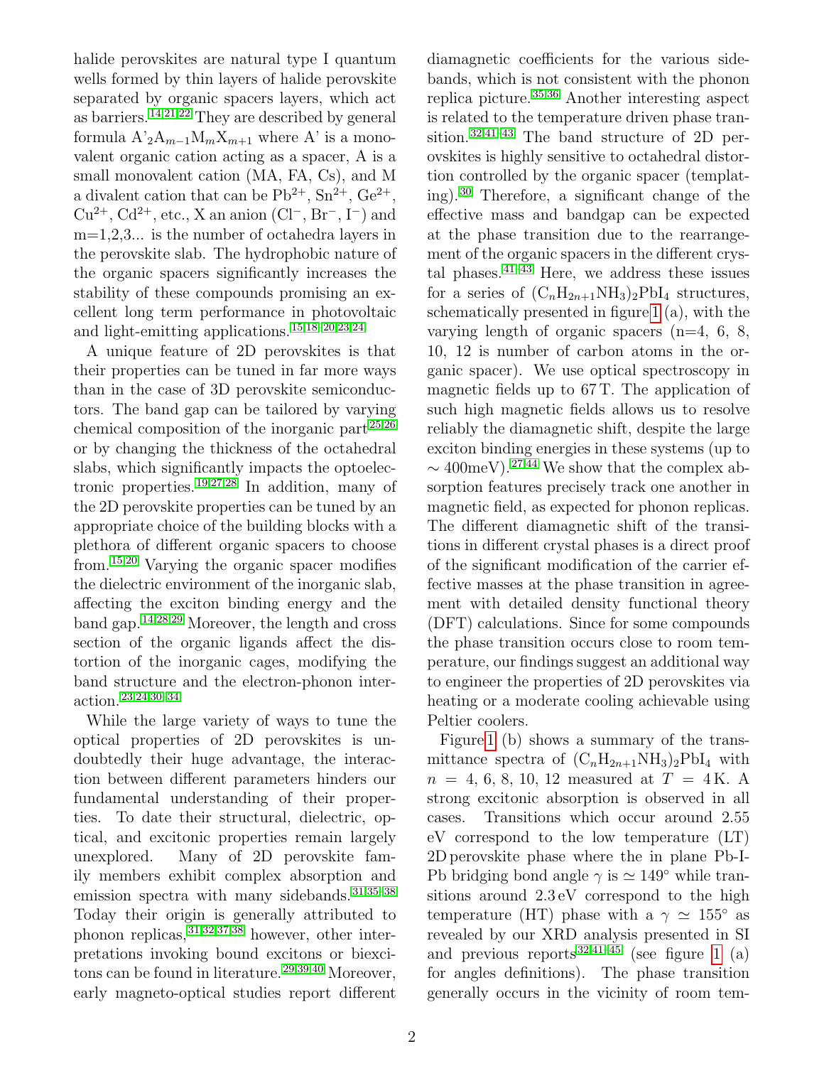halide perovskites are natural type I quantum wells formed by thin layers of halide perovskite separated by organic spacers layers, which act as barriers.[14,21,22] They are described by general formula $A'_2A_{m-1}M_mX_{m+1}$ where A' is a monovalent organic cation acting as a spacer, A is a small monovalent cation (MA, FA, Cs), and M a divalent cation that can be $Pb^{2+}$, $Sn^{2+}$, $Ge^{2+}$, $Cu^{2+}$, $Cd^{2+}$, etc., X an anion ($Cl^-$, $Br^-$, $I^-$) and m=1,2,3... is the number of octahedra layers in the perovskite slab. The hydrophobic nature of the organic spacers significantly increases the stability of these compounds promising an excellent long term performance in photovoltaic and light-emitting applications.[15,18–20,23,24]

A unique feature of 2D perovskites is that their properties can be tuned in far more ways than in the case of 3D perovskite semiconductors. The band gap can be tailored by varying chemical composition of the inorganic part[25,26] or by changing the thickness of the octahedral slabs, which significantly impacts the optoelectronic properties.[19,27,28] In addition, many of the 2D perovskite properties can be tuned by an appropriate choice of the building blocks with a plethora of different organic spacers to choose from.[15,20] Varying the organic spacer modifies the dielectric environment of the inorganic slab, affecting the exciton binding energy and the band gap.[14,28,29] Moreover, the length and cross section of the organic ligands affect the distortion of the inorganic cages, modifying the band structure and the electron-phonon interaction.[23,24,30–34]

While the large variety of ways to tune the optical properties of 2D perovskites is undoubtedly their huge advantage, the interaction between different parameters hinders our fundamental understanding of their properties. To date their structural, dielectric, optical, and excitonic properties remain largely unexplored. Many of 2D perovskite family members exhibit complex absorption and emission spectra with many sidebands.[31,35–38] Today their origin is generally attributed to phonon replicas,[31,32,37,38] however, other interpretations invoking bound excitons or biexcitons can be found in literature.[29,39,40] Moreover, early magneto-optical studies report different diamagnetic coefficients for the various sidebands, which is not consistent with the phonon replica picture.[35,36] Another interesting aspect is related to the temperature driven phase transition.[32,41–43] The band structure of 2D perovskites is highly sensitive to octahedral distortion controlled by the organic spacer (templating).[30] Therefore, a significant change of the effective mass and bandgap can be expected at the phase transition due to the rearrangement of the organic spacers in the different crystal phases.[41–43] Here, we address these issues for a series of $(C_nH_{2n+1}NH_3)_2PbI_4$ structures, schematically presented in figure 1 (a), with the varying length of organic spacers (n=4, 6, 8, 10, 12 is number of carbon atoms in the organic spacer). We use optical spectroscopy in magnetic fields up to 67 T. The application of such high magnetic fields allows us to resolve reliably the diamagnetic shift, despite the large exciton binding energies in these systems (up to $\sim 400$meV).[27,44] We show that the complex absorption features precisely track one another in magnetic field, as expected for phonon replicas. The different diamagnetic shift of the transitions in different crystal phases is a direct proof of the significant modification of the carrier effective masses at the phase transition in agreement with detailed density functional theory (DFT) calculations. Since for some compounds the phase transition occurs close to room temperature, our findings suggest an additional way to engineer the properties of 2D perovskites via heating or a moderate cooling achievable using Peltier coolers.

Figure 1 (b) shows a summary of the transmittance spectra of $(C_nH_{2n+1}NH_3)_2PbI_4$ with $n$ = 4, 6, 8, 10, 12 measured at $T$ = 4 K. A strong excitonic absorption is observed in all cases. Transitions which occur around 2.55 eV correspond to the low temperature (LT) 2D perovskite phase where the in plane Pb-I-Pb bridging bond angle $\gamma$ is $\simeq 149°$ while transitions around 2.3 eV correspond to the high temperature (HT) phase with a $\gamma \simeq 155°$ as revealed by our XRD analysis presented in SI and previous reports[32,41–45] (see figure 1 (a) for angles definitions). The phase transition generally occurs in the vicinity of room tem-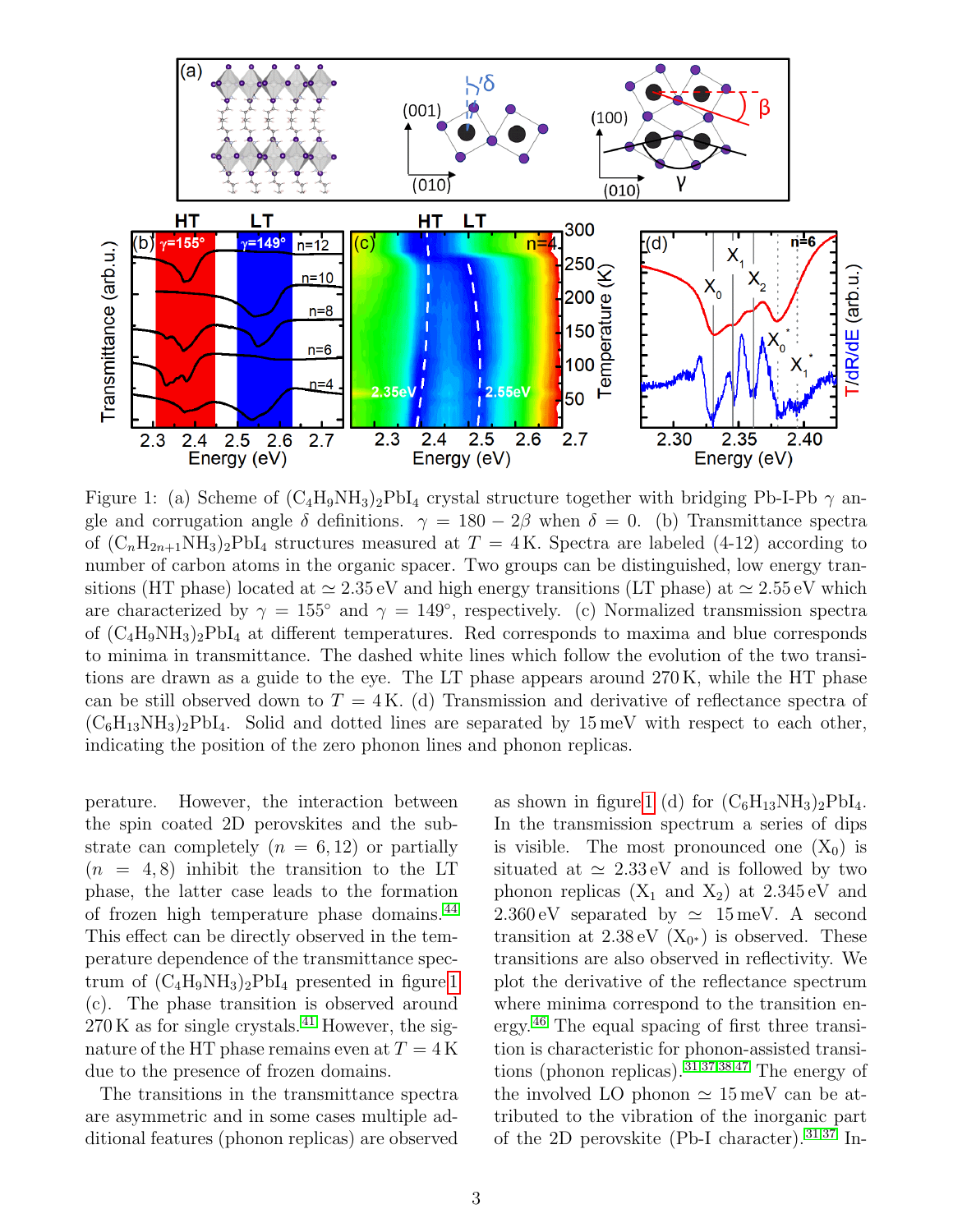Figure 1: (a) Scheme of $(C_4H_9NH_3)_2PbI_4$ crystal structure together with bridging Pb-I-Pb $\gamma$ angle and corrugation angle $\delta$ definitions. $\gamma = 180 - 2\beta$ when $\delta = 0$. (b) Transmittance spectra of $(C_nH_{2n+1}NH_3)_2PbI_4$ structures measured at $T = 4$ K. Spectra are labeled (4-12) according to number of carbon atoms in the organic spacer. Two groups can be distinguished, low energy transitions (HT phase) located at $\simeq 2.35$ eV and high energy transitions (LT phase) at $\simeq 2.55$ eV which are characterized by $\gamma = 155°$ and $\gamma = 149°$, respectively. (c) Normalized transmission spectra of $(C_4H_9NH_3)_2PbI_4$ at different temperatures. Red corresponds to maxima and blue corresponds to minima in transmittance. The dashed white lines which follow the evolution of the two transitions are drawn as a guide to the eye. The LT phase appears around 270 K, while the HT phase can be still observed down to $T = 4$ K. (d) Transmission and derivative of reflectance spectra of $(C_6H_{13}NH_3)_2PbI_4$. Solid and dotted lines are separated by 15 meV with respect to each other, indicating the position of the zero phonon lines and phonon replicas.

perature. However, the interaction between the spin coated 2D perovskites and the substrate can completely ($n = 6, 12$) or partially ($n = 4, 8$) inhibit the transition to the LT phase, the latter case leads to the formation of frozen high temperature phase domains.[44] This effect can be directly observed in the temperature dependence of the transmittance spectrum of $(C_4H_9NH_3)_2PbI_4$ presented in figure 1 (c). The phase transition is observed around 270 K as for single crystals.[41] However, the signature of the HT phase remains even at $T = 4$ K due to the presence of frozen domains.

The transitions in the transmittance spectra are asymmetric and in some cases multiple additional features (phonon replicas) are observed as shown in figure 1 (d) for $(C_6H_{13}NH_3)_2PbI_4$. In the transmission spectrum a series of dips is visible. The most pronounced one ($X_0$) is situated at $\simeq 2.33$ eV and is followed by two phonon replicas ($X_1$ and $X_2$) at 2.345 eV and 2.360 eV separated by $\simeq$ 15 meV. A second transition at 2.38 eV ($X_{0^*}$) is observed. These transitions are also observed in reflectivity. We plot the derivative of the reflectance spectrum where minima correspond to the transition energy.[46] The equal spacing of first three transition is characteristic for phonon-assisted transitions (phonon replicas).[31,37,38,47] The energy of the involved LO phonon $\simeq 15$ meV can be attributed to the vibration of the inorganic part of the 2D perovskite (Pb-I character).[31,37] In-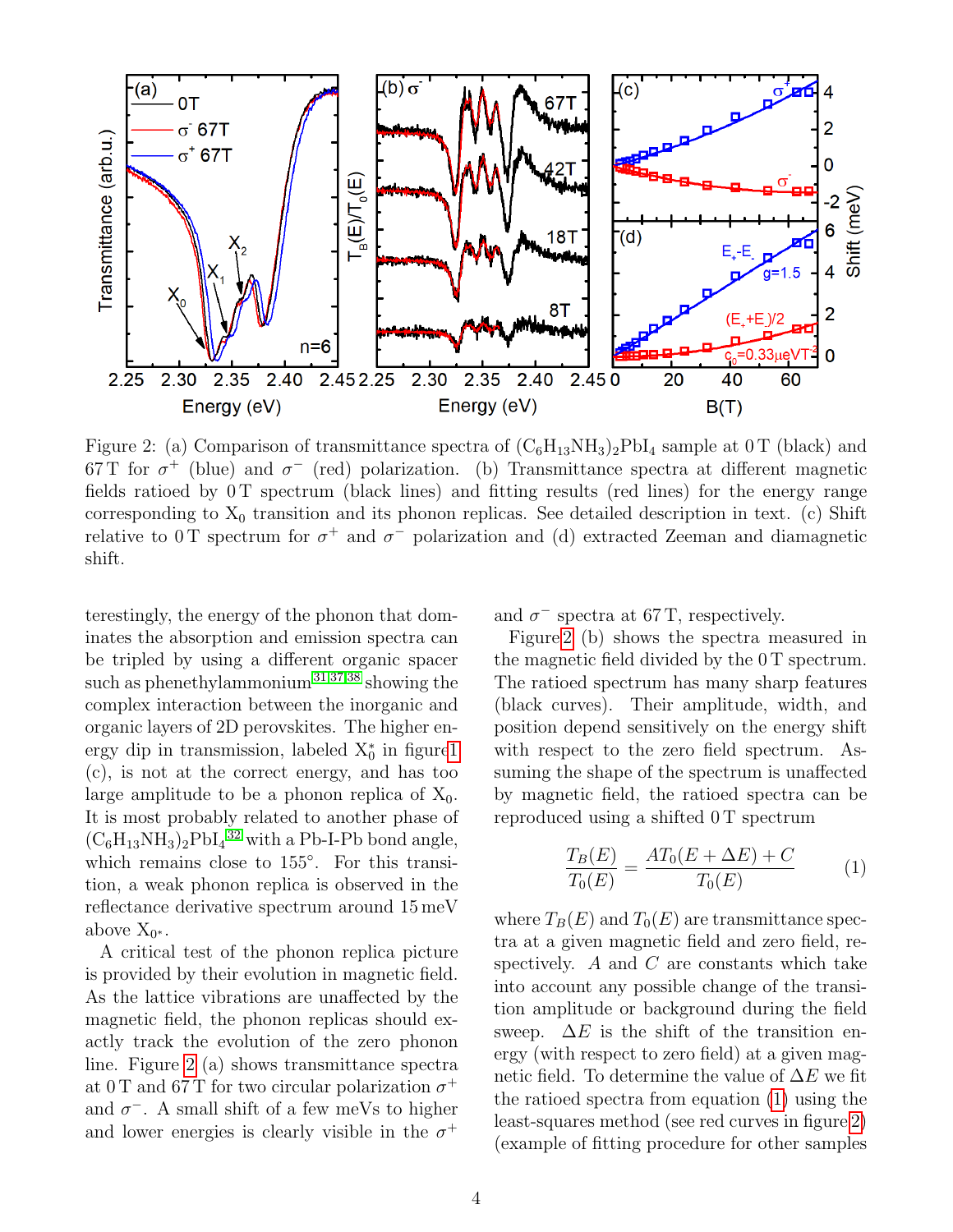Figure 2: (a) Comparison of transmittance spectra of $(C_6H_{13}NH_3)_2PbI_4$ sample at 0 T (black) and 67 T for $\sigma^+$ (blue) and $\sigma^-$ (red) polarization. (b) Transmittance spectra at different magnetic fields ratioed by 0 T spectrum (black lines) and fitting results (red lines) for the energy range corresponding to $X_0$ transition and its phonon replicas. See detailed description in text. (c) Shift relative to 0 T spectrum for $\sigma^+$ and $\sigma^-$ polarization and (d) extracted Zeeman and diamagnetic shift.

terestingly, the energy of the phonon that dominates the absorption and emission spectra can be tripled by using a different organic spacer such as phenethylammonium[31,37,38] showing the complex interaction between the inorganic and organic layers of 2D perovskites. The higher energy dip in transmission, labeled $X_0^*$ in figure 1 (c), is not at the correct energy, and has too large amplitude to be a phonon replica of $X_0$. It is most probably related to another phase of $(C_6H_{13}NH_3)_2PbI_4$[32] with a Pb-I-Pb bond angle, which remains close to 155°. For this transition, a weak phonon replica is observed in the reflectance derivative spectrum around 15 meV above $X_{0^*}$.

A critical test of the phonon replica picture is provided by their evolution in magnetic field. As the lattice vibrations are unaffected by the magnetic field, the phonon replicas should exactly track the evolution of the zero phonon line. Figure 2 (a) shows transmittance spectra at 0 T and 67 T for two circular polarization $\sigma^+$ and $\sigma^-$. A small shift of a few meVs to higher and lower energies is clearly visible in the $\sigma^+$ and $\sigma^-$ spectra at 67 T, respectively.

Figure 2 (b) shows the spectra measured in the magnetic field divided by the 0 T spectrum. The ratioed spectrum has many sharp features (black curves). Their amplitude, width, and position depend sensitively on the energy shift with respect to the zero field spectrum. Assuming the shape of the spectrum is unaffected by magnetic field, the ratioed spectra can be reproduced using a shifted 0 T spectrum

$$\frac{T_B(E)}{T_0(E)} = \frac{AT_0(E + \Delta E) + C}{T_0(E)} \qquad (1)$$

where $T_B(E)$ and $T_0(E)$ are transmittance spectra at a given magnetic field and zero field, respectively. $A$ and $C$ are constants which take into account any possible change of the transition amplitude or background during the field sweep. $\Delta E$ is the shift of the transition energy (with respect to zero field) at a given magnetic field. To determine the value of $\Delta E$ we fit the ratioed spectra from equation (1) using the least-squares method (see red curves in figure 2) (example of fitting procedure for other samples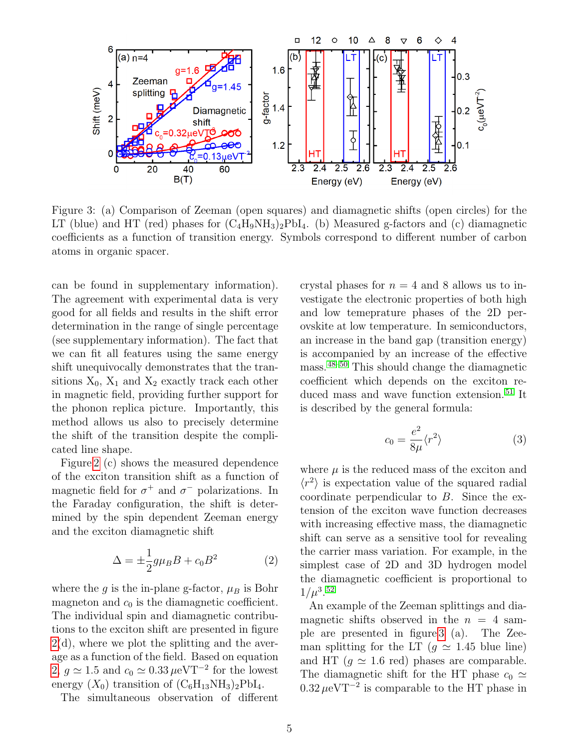Figure 3: (a) Comparison of Zeeman (open squares) and diamagnetic shifts (open circles) for the LT (blue) and HT (red) phases for $(C_4H_9NH_3)_2PbI_4$. (b) Measured g-factors and (c) diamagnetic coefficients as a function of transition energy. Symbols correspond to different number of carbon atoms in organic spacer.

can be found in supplementary information). The agreement with experimental data is very good for all fields and results in the shift error determination in the range of single percentage (see supplementary information). The fact that we can fit all features using the same energy shift unequivocally demonstrates that the transitions $X_0$, $X_1$ and $X_2$ exactly track each other in magnetic field, providing further support for the phonon replica picture. Importantly, this method allows us also to precisely determine the shift of the transition despite the complicated line shape.

Figure 2 (c) shows the measured dependence of the exciton transition shift as a function of magnetic field for $\sigma^+$ and $\sigma^-$ polarizations. In the Faraday configuration, the shift is determined by the spin dependent Zeeman energy and the exciton diamagnetic shift

$$\Delta = \pm\frac{1}{2}g\mu_B B + c_0 B^2 \tag{2}$$

where the $g$ is the in-plane g-factor, $\mu_B$ is Bohr magneton and $c_0$ is the diamagnetic coefficient. The individual spin and diamagnetic contributions to the exciton shift are presented in figure 2(d), where we plot the splitting and the average as a function of the field. Based on equation 2, $g \simeq 1.5$ and $c_0 \simeq 0.33\,\mu\text{eVT}^{-2}$ for the lowest energy ($X_0$) transition of $(C_6H_{13}NH_3)_2PbI_4$.

The simultaneous observation of different crystal phases for $n = 4$ and 8 allows us to investigate the electronic properties of both high and low temeprature phases of the 2D perovskite at low temperature. In semiconductors, an increase in the band gap (transition energy) is accompanied by an increase of the effective mass.[48–50] This should change the diamagnetic coefficient which depends on the exciton reduced mass and wave function extension.[51] It is described by the general formula:

$$c_0 = \frac{e^2}{8\mu}\langle r^2\rangle \tag{3}$$

where $\mu$ is the reduced mass of the exciton and $\langle r^2\rangle$ is expectation value of the squared radial coordinate perpendicular to $B$. Since the extension of the exciton wave function decreases with increasing effective mass, the diamagnetic shift can serve as a sensitive tool for revealing the carrier mass variation. For example, in the simplest case of 2D and 3D hydrogen model the diamagnetic coefficient is proportional to $1/\mu^3$.[52]

An example of the Zeeman splittings and diamagnetic shifts observed in the $n = 4$ sample are presented in figure 3 (a). The Zeeman splitting for the LT ($g \simeq 1.45$ blue line) and HT ($g \simeq 1.6$ red) phases are comparable. The diamagnetic shift for the HT phase $c_0 \simeq 0.32\,\mu\text{eVT}^{-2}$ is comparable to the HT phase in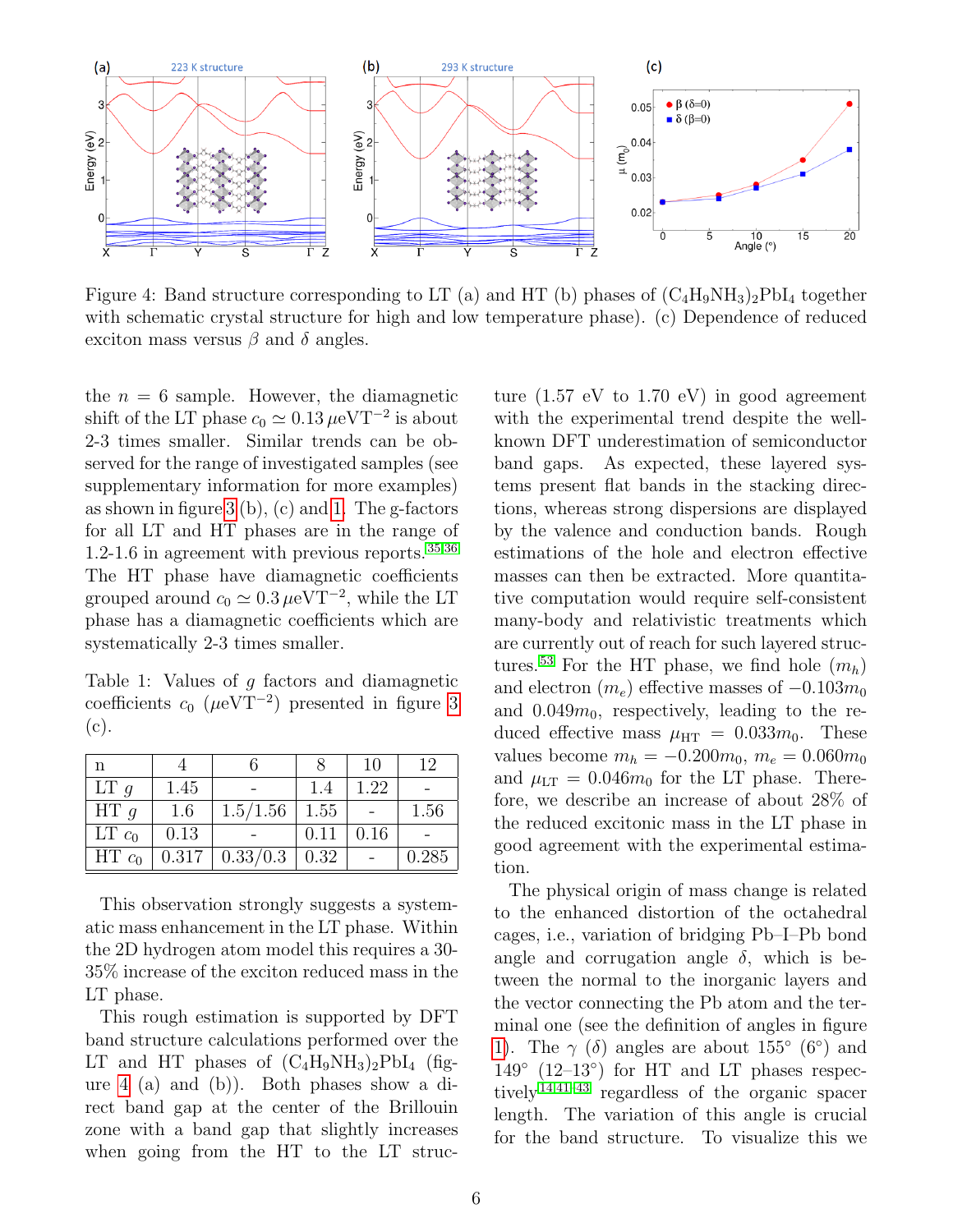Figure 4: Band structure corresponding to LT (a) and HT (b) phases of $(C_4H_9NH_3)_2PbI_4$ together with schematic crystal structure for high and low temperature phase). (c) Dependence of reduced exciton mass versus $\beta$ and $\delta$ angles.

the $n = 6$ sample. However, the diamagnetic shift of the LT phase $c_0 \simeq 0.13\,\mu\text{eVT}^{-2}$ is about 2-3 times smaller. Similar trends can be observed for the range of investigated samples (see supplementary information for more examples) as shown in figure 3 (b), (c) and 1. The g-factors for all LT and HT phases are in the range of 1.2-1.6 in agreement with previous reports.[35,36] The HT phase have diamagnetic coefficients grouped around $c_0 \simeq 0.3\,\mu\text{eVT}^{-2}$, while the LT phase has a diamagnetic coefficients which are systematically 2-3 times smaller.

Table 1: Values of $g$ factors and diamagnetic coefficients $c_0$ ($\mu\text{eVT}^{-2}$) presented in figure 3 (c).

| n | 4 | 6 | 8 | 10 | 12 |
|---|---|---|---|---|---|
| LT $g$ | 1.45 | - | 1.4 | 1.22 | - |
| HT $g$ | 1.6 | 1.5/1.56 | 1.55 | - | 1.56 |
| LT $c_0$ | 0.13 | - | 0.11 | 0.16 | - |
| HT $c_0$ | 0.317 | 0.33/0.3 | 0.32 | - | 0.285 |

This observation strongly suggests a systematic mass enhancement in the LT phase. Within the 2D hydrogen atom model this requires a 30-35% increase of the exciton reduced mass in the LT phase.

This rough estimation is supported by DFT band structure calculations performed over the LT and HT phases of $(C_4H_9NH_3)_2PbI_4$ (figure 4 (a) and (b)). Both phases show a direct band gap at the center of the Brillouin zone with a band gap that slightly increases when going from the HT to the LT structure (1.57 eV to 1.70 eV) in good agreement with the experimental trend despite the well-known DFT underestimation of semiconductor band gaps. As expected, these layered systems present flat bands in the stacking directions, whereas strong dispersions are displayed by the valence and conduction bands. Rough estimations of the hole and electron effective masses can then be extracted. More quantitative computation would require self-consistent many-body and relativistic treatments which are currently out of reach for such layered structures.[53] For the HT phase, we find hole ($m_h$) and electron ($m_e$) effective masses of $-0.103m_0$ and $0.049m_0$, respectively, leading to the reduced effective mass $\mu_{\text{HT}} = 0.033m_0$. These values become $m_h = -0.200m_0$, $m_e = 0.060m_0$ and $\mu_{\text{LT}} = 0.046m_0$ for the LT phase. Therefore, we describe an increase of about 28% of the reduced excitonic mass in the LT phase in good agreement with the experimental estimation.

The physical origin of mass change is related to the enhanced distortion of the octahedral cages, i.e., variation of bridging Pb–I–Pb bond angle and corrugation angle $\delta$, which is between the normal to the inorganic layers and the vector connecting the Pb atom and the terminal one (see the definition of angles in figure 1). The $\gamma$ ($\delta$) angles are about 155° (6°) and 149° (12–13°) for HT and LT phases respectively[14,41,43] regardless of the organic spacer length. The variation of this angle is crucial for the band structure. To visualize this we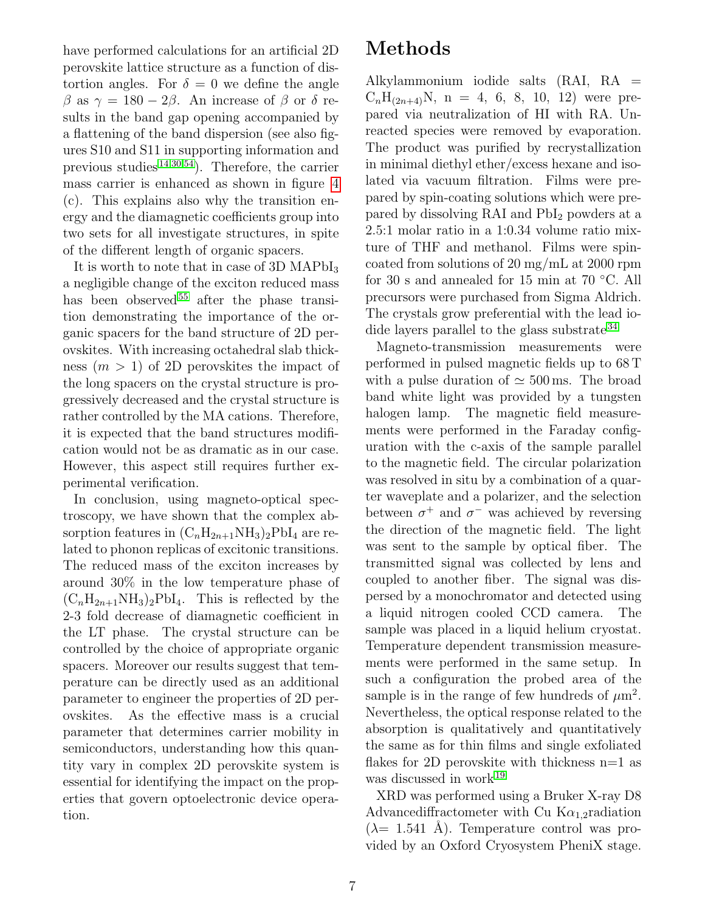have performed calculations for an artificial 2D perovskite lattice structure as a function of distortion angles. For $\delta = 0$ we define the angle $\beta$ as $\gamma = 180 - 2\beta$. An increase of $\beta$ or $\delta$ results in the band gap opening accompanied by a flattening of the band dispersion (see also figures S10 and S11 in supporting information and previous studies[14,30,54]). Therefore, the carrier mass carrier is enhanced as shown in figure 4 (c). This explains also why the transition energy and the diamagnetic coefficients group into two sets for all investigate structures, in spite of the different length of organic spacers.

It is worth to note that in case of 3D $MAPbI_3$ a negligible change of the exciton reduced mass has been observed[55] after the phase transition demonstrating the importance of the organic spacers for the band structure of 2D perovskites. With increasing octahedral slab thickness ($m > 1$) of 2D perovskites the impact of the long spacers on the crystal structure is progressively decreased and the crystal structure is rather controlled by the MA cations. Therefore, it is expected that the band structures modification would not be as dramatic as in our case. However, this aspect still requires further experimental verification.

In conclusion, using magneto-optical spectroscopy, we have shown that the complex absorption features in $(C_nH_{2n+1}NH_3)_2PbI_4$ are related to phonon replicas of excitonic transitions. The reduced mass of the exciton increases by around 30% in the low temperature phase of $(C_nH_{2n+1}NH_3)_2PbI_4$. This is reflected by the 2-3 fold decrease of diamagnetic coefficient in the LT phase. The crystal structure can be controlled by the choice of appropriate organic spacers. Moreover our results suggest that temperature can be directly used as an additional parameter to engineer the properties of 2D perovskites. As the effective mass is a crucial parameter that determines carrier mobility in semiconductors, understanding how this quantity vary in complex 2D perovskite system is essential for identifying the impact on the properties that govern optoelectronic device operation.

# Methods

Alkylammonium iodide salts (RAI, RA = $C_nH_{(2n+4)}N$, n = 4, 6, 8, 10, 12) were prepared via neutralization of HI with RA. Unreacted species were removed by evaporation. The product was purified by recrystallization in minimal diethyl ether/excess hexane and isolated via vacuum filtration. Films were prepared by spin-coating solutions which were prepared by dissolving RAI and $PbI_2$ powders at a 2.5:1 molar ratio in a 1:0.34 volume ratio mixture of THF and methanol. Films were spin-coated from solutions of 20 mg/mL at 2000 rpm for 30 s and annealed for 15 min at 70 °C. All precursors were purchased from Sigma Aldrich. The crystals grow preferential with the lead iodide layers parallel to the glass substrate[34]

Magneto-transmission measurements were performed in pulsed magnetic fields up to 68 T with a pulse duration of $\simeq$ 500 ms. The broad band white light was provided by a tungsten halogen lamp. The magnetic field measurements were performed in the Faraday configuration with the c-axis of the sample parallel to the magnetic field. The circular polarization was resolved in situ by a combination of a quarter waveplate and a polarizer, and the selection between $\sigma^+$ and $\sigma^-$ was achieved by reversing the direction of the magnetic field. The light was sent to the sample by optical fiber. The transmitted signal was collected by lens and coupled to another fiber. The signal was dispersed by a monochromator and detected using a liquid nitrogen cooled CCD camera. The sample was placed in a liquid helium cryostat. Temperature dependent transmission measurements were performed in the same setup. In such a configuration the probed area of the sample is in the range of few hundreds of $\mu m^2$. Nevertheless, the optical response related to the absorption is qualitatively and quantitatively the same as for thin films and single exfoliated flakes for 2D perovskite with thickness n=1 as was discussed in work[19]

XRD was performed using a Bruker X-ray D8 Advancediffractometer with Cu $K\alpha_{1,2}$radiation ($\lambda$= 1.541 Å). Temperature control was provided by an Oxford Cryosystem PheniX stage.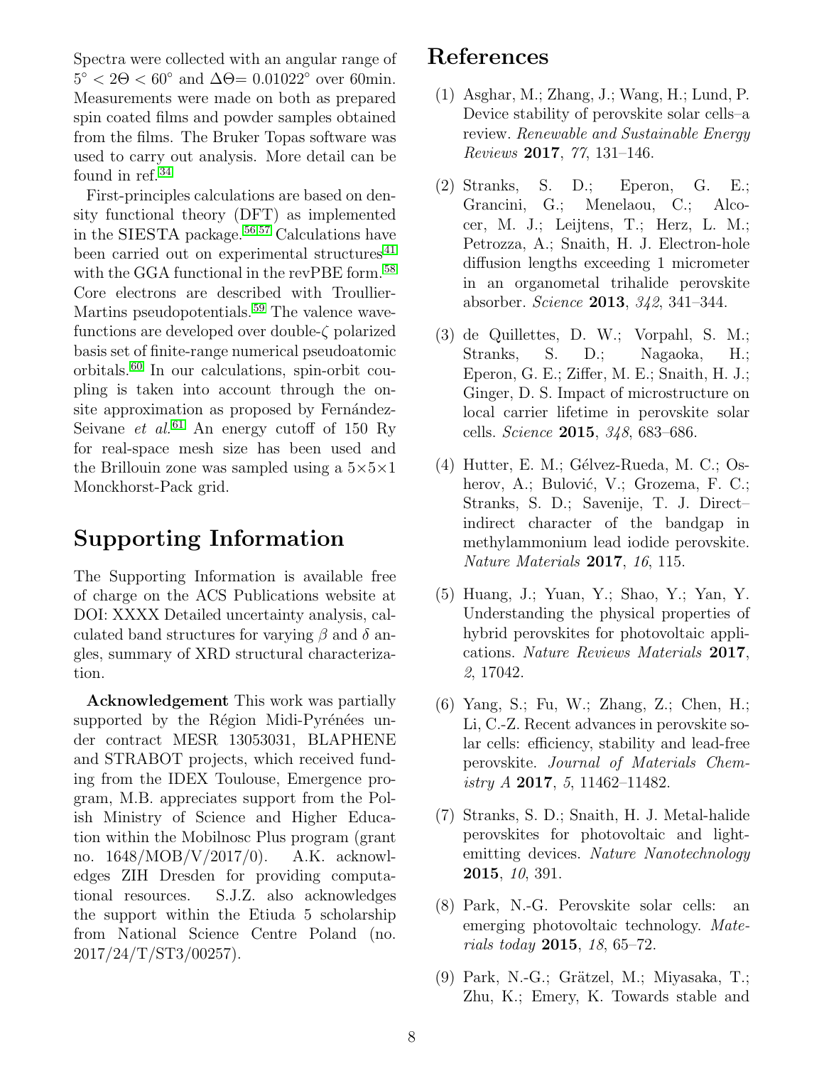Spectra were collected with an angular range of $5^\circ < 2\Theta < 60^\circ$ and $\Delta\Theta = 0.01022^\circ$ over 60min. Measurements were made on both as prepared spin coated films and powder samples obtained from the films. The Bruker Topas software was used to carry out analysis. More detail can be found in ref.[34]

First-principles calculations are based on density functional theory (DFT) as implemented in the SIESTA package.[56,57] Calculations have been carried out on experimental structures[41] with the GGA functional in the revPBE form.[58] Core electrons are described with Troullier-Martins pseudopotentials.[59] The valence wavefunctions are developed over double-$\zeta$ polarized basis set of finite-range numerical pseudoatomic orbitals.[60] In our calculations, spin-orbit coupling is taken into account through the onsite approximation as proposed by Fernández-Seivane *et al.*[61] An energy cutoff of 150 Ry for real-space mesh size has been used and the Brillouin zone was sampled using a 5×5×1 Monckhorst-Pack grid.

## Supporting Information

The Supporting Information is available free of charge on the ACS Publications website at DOI: XXXX Detailed uncertainty analysis, calculated band structures for varying $\beta$ and $\delta$ angles, summary of XRD structural characterization.

**Acknowledgement** This work was partially supported by the Région Midi-Pyrénées under contract MESR 13053031, BLAPHENE and STRABOT projects, which received funding from the IDEX Toulouse, Emergence program, M.B. appreciates support from the Polish Ministry of Science and Higher Education within the Mobilnosc Plus program (grant no. 1648/MOB/V/2017/0). A.K. acknowledges ZIH Dresden for providing computational resources. S.J.Z. also acknowledges the support within the Etiuda 5 scholarship from National Science Centre Poland (no. 2017/24/T/ST3/00257).

## References

(1) Asghar, M.; Zhang, J.; Wang, H.; Lund, P. Device stability of perovskite solar cells–a review. *Renewable and Sustainable Energy Reviews* **2017**, *77*, 131–146.

(2) Stranks, S. D.; Eperon, G. E.; Grancini, G.; Menelaou, C.; Alcocer, M. J.; Leijtens, T.; Herz, L. M.; Petrozza, A.; Snaith, H. J. Electron-hole diffusion lengths exceeding 1 micrometer in an organometal trihalide perovskite absorber. *Science* **2013**, *342*, 341–344.

(3) de Quillettes, D. W.; Vorpahl, S. M.; Stranks, S. D.; Nagaoka, H.; Eperon, G. E.; Ziffer, M. E.; Snaith, H. J.; Ginger, D. S. Impact of microstructure on local carrier lifetime in perovskite solar cells. *Science* **2015**, *348*, 683–686.

(4) Hutter, E. M.; Gélvez-Rueda, M. C.; Osherov, A.; Bulović, V.; Grozema, F. C.; Stranks, S. D.; Savenije, T. J. Direct–indirect character of the bandgap in methylammonium lead iodide perovskite. *Nature Materials* **2017**, *16*, 115.

(5) Huang, J.; Yuan, Y.; Shao, Y.; Yan, Y. Understanding the physical properties of hybrid perovskites for photovoltaic applications. *Nature Reviews Materials* **2017**, *2*, 17042.

(6) Yang, S.; Fu, W.; Zhang, Z.; Chen, H.; Li, C.-Z. Recent advances in perovskite solar cells: efficiency, stability and lead-free perovskite. *Journal of Materials Chemistry A* **2017**, *5*, 11462–11482.

(7) Stranks, S. D.; Snaith, H. J. Metal-halide perovskites for photovoltaic and light-emitting devices. *Nature Nanotechnology* **2015**, *10*, 391.

(8) Park, N.-G. Perovskite solar cells: an emerging photovoltaic technology. *Materials today* **2015**, *18*, 65–72.

(9) Park, N.-G.; Grätzel, M.; Miyasaka, T.; Zhu, K.; Emery, K. Towards stable and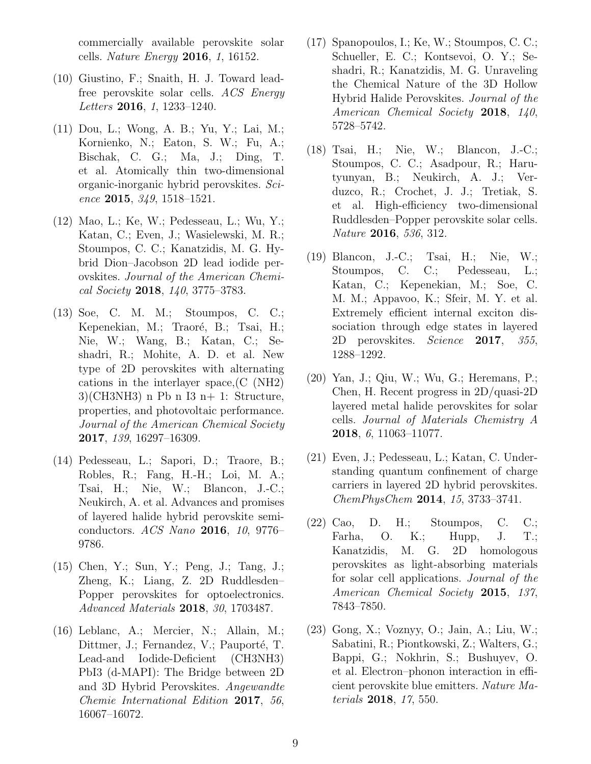commercially available perovskite solar cells. *Nature Energy* **2016**, *1*, 16152.

(10) Giustino, F.; Snaith, H. J. Toward lead-free perovskite solar cells. *ACS Energy Letters* **2016**, *1*, 1233–1240.

(11) Dou, L.; Wong, A. B.; Yu, Y.; Lai, M.; Kornienko, N.; Eaton, S. W.; Fu, A.; Bischak, C. G.; Ma, J.; Ding, T. et al. Atomically thin two-dimensional organic-inorganic hybrid perovskites. *Science* **2015**, *349*, 1518–1521.

(12) Mao, L.; Ke, W.; Pedesseau, L.; Wu, Y.; Katan, C.; Even, J.; Wasielewski, M. R.; Stoumpos, C. C.; Kanatzidis, M. G. Hybrid Dion–Jacobson 2D lead iodide perovskites. *Journal of the American Chemical Society* **2018**, *140*, 3775–3783.

(13) Soe, C. M. M.; Stoumpos, C. C.; Kepenekian, M.; Traoré, B.; Tsai, H.; Nie, W.; Wang, B.; Katan, C.; Seshadri, R.; Mohite, A. D. et al. New type of 2D perovskites with alternating cations in the interlayer space,(C (NH2) 3)(CH3NH3) n Pb n I3 n+ 1: Structure, properties, and photovoltaic performance. *Journal of the American Chemical Society* **2017**, *139*, 16297–16309.

(14) Pedesseau, L.; Sapori, D.; Traore, B.; Robles, R.; Fang, H.-H.; Loi, M. A.; Tsai, H.; Nie, W.; Blancon, J.-C.; Neukirch, A. et al. Advances and promises of layered halide hybrid perovskite semiconductors. *ACS Nano* **2016**, *10*, 9776–9786.

(15) Chen, Y.; Sun, Y.; Peng, J.; Tang, J.; Zheng, K.; Liang, Z. 2D Ruddlesden–Popper perovskites for optoelectronics. *Advanced Materials* **2018**, *30*, 1703487.

(16) Leblanc, A.; Mercier, N.; Allain, M.; Dittmer, J.; Fernandez, V.; Pauporté, T. Lead-and Iodide-Deficient (CH3NH3) PbI3 (d-MAPI): The Bridge between 2D and 3D Hybrid Perovskites. *Angewandte Chemie International Edition* **2017**, *56*, 16067–16072.

(17) Spanopoulos, I.; Ke, W.; Stoumpos, C. C.; Schueller, E. C.; Kontsevoi, O. Y.; Seshadri, R.; Kanatzidis, M. G. Unraveling the Chemical Nature of the 3D Hollow Hybrid Halide Perovskites. *Journal of the American Chemical Society* **2018**, *140*, 5728–5742.

(18) Tsai, H.; Nie, W.; Blancon, J.-C.; Stoumpos, C. C.; Asadpour, R.; Harutyunyan, B.; Neukirch, A. J.; Verduzco, R.; Crochet, J. J.; Tretiak, S. et al. High-efficiency two-dimensional Ruddlesden–Popper perovskite solar cells. *Nature* **2016**, *536*, 312.

(19) Blancon, J.-C.; Tsai, H.; Nie, W.; Stoumpos, C. C.; Pedesseau, L.; Katan, C.; Kepenekian, M.; Soe, C. M. M.; Appavoo, K.; Sfeir, M. Y. et al. Extremely efficient internal exciton dissociation through edge states in layered 2D perovskites. *Science* **2017**, *355*, 1288–1292.

(20) Yan, J.; Qiu, W.; Wu, G.; Heremans, P.; Chen, H. Recent progress in 2D/quasi-2D layered metal halide perovskites for solar cells. *Journal of Materials Chemistry A* **2018**, *6*, 11063–11077.

(21) Even, J.; Pedesseau, L.; Katan, C. Understanding quantum confinement of charge carriers in layered 2D hybrid perovskites. *ChemPhysChem* **2014**, *15*, 3733–3741.

(22) Cao, D. H.; Stoumpos, C. C.; Farha, O. K.; Hupp, J. T.; Kanatzidis, M. G. 2D homologous perovskites as light-absorbing materials for solar cell applications. *Journal of the American Chemical Society* **2015**, *137*, 7843–7850.

(23) Gong, X.; Voznyy, O.; Jain, A.; Liu, W.; Sabatini, R.; Piontkowski, Z.; Walters, G.; Bappi, G.; Nokhrin, S.; Bushuyev, O. et al. Electron–phonon interaction in efficient perovskite blue emitters. *Nature Materials* **2018**, *17*, 550.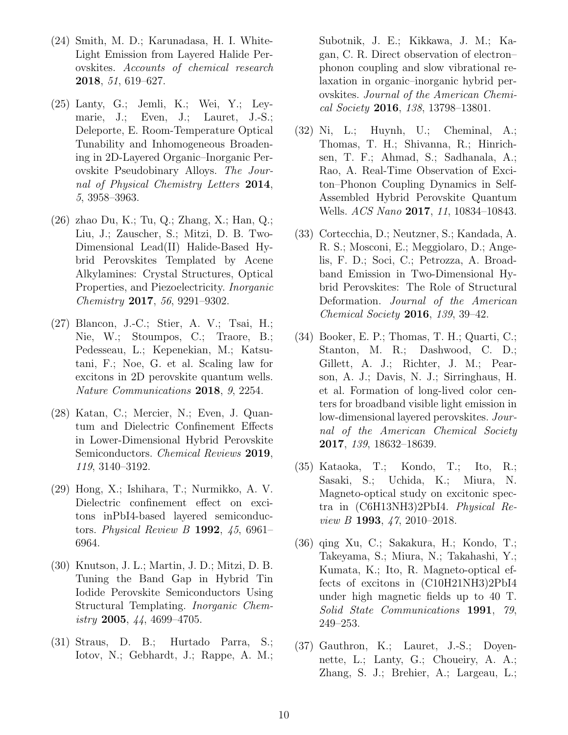(24) Smith, M. D.; Karunadasa, H. I. White-Light Emission from Layered Halide Perovskites. *Accounts of chemical research* **2018**, *51*, 619–627.

(25) Lanty, G.; Jemli, K.; Wei, Y.; Leymarie, J.; Even, J.; Lauret, J.-S.; Deleporte, E. Room-Temperature Optical Tunability and Inhomogeneous Broadening in 2D-Layered Organic–Inorganic Perovskite Pseudobinary Alloys. *The Journal of Physical Chemistry Letters* **2014**, *5*, 3958–3963.

(26) zhao Du, K.; Tu, Q.; Zhang, X.; Han, Q.; Liu, J.; Zauscher, S.; Mitzi, D. B. Two-Dimensional Lead(II) Halide-Based Hybrid Perovskites Templated by Acene Alkylamines: Crystal Structures, Optical Properties, and Piezoelectricity. *Inorganic Chemistry* **2017**, *56*, 9291–9302.

(27) Blancon, J.-C.; Stier, A. V.; Tsai, H.; Nie, W.; Stoumpos, C.; Traore, B.; Pedesseau, L.; Kepenekian, M.; Katsutani, F.; Noe, G. et al. Scaling law for excitons in 2D perovskite quantum wells. *Nature Communications* **2018**, *9*, 2254.

(28) Katan, C.; Mercier, N.; Even, J. Quantum and Dielectric Confinement Effects in Lower-Dimensional Hybrid Perovskite Semiconductors. *Chemical Reviews* **2019**, *119*, 3140–3192.

(29) Hong, X.; Ishihara, T.; Nurmikko, A. V. Dielectric confinement effect on excitons inPbI4-based layered semiconductors. *Physical Review B* **1992**, *45*, 6961–6964.

(30) Knutson, J. L.; Martin, J. D.; Mitzi, D. B. Tuning the Band Gap in Hybrid Tin Iodide Perovskite Semiconductors Using Structural Templating. *Inorganic Chemistry* **2005**, *44*, 4699–4705.

(31) Straus, D. B.; Hurtado Parra, S.; Iotov, N.; Gebhardt, J.; Rappe, A. M.; Subotnik, J. E.; Kikkawa, J. M.; Kagan, C. R. Direct observation of electron–phonon coupling and slow vibrational relaxation in organic–inorganic hybrid perovskites. *Journal of the American Chemical Society* **2016**, *138*, 13798–13801.

(32) Ni, L.; Huynh, U.; Cheminal, A.; Thomas, T. H.; Shivanna, R.; Hinrichsen, T. F.; Ahmad, S.; Sadhanala, A.; Rao, A. Real-Time Observation of Exciton–Phonon Coupling Dynamics in Self-Assembled Hybrid Perovskite Quantum Wells. *ACS Nano* **2017**, *11*, 10834–10843.

(33) Cortecchia, D.; Neutzner, S.; Kandada, A. R. S.; Mosconi, E.; Meggiolaro, D.; Angelis, F. D.; Soci, C.; Petrozza, A. Broadband Emission in Two-Dimensional Hybrid Perovskites: The Role of Structural Deformation. *Journal of the American Chemical Society* **2016**, *139*, 39–42.

(34) Booker, E. P.; Thomas, T. H.; Quarti, C.; Stanton, M. R.; Dashwood, C. D.; Gillett, A. J.; Richter, J. M.; Pearson, A. J.; Davis, N. J.; Sirringhaus, H. et al. Formation of long-lived color centers for broadband visible light emission in low-dimensional layered perovskites. *Journal of the American Chemical Society* **2017**, *139*, 18632–18639.

(35) Kataoka, T.; Kondo, T.; Ito, R.; Sasaki, S.; Uchida, K.; Miura, N. Magneto-optical study on excitonic spectra in (C6H13NH3)2PbI4. *Physical Review B* **1993**, *47*, 2010–2018.

(36) qing Xu, C.; Sakakura, H.; Kondo, T.; Takeyama, S.; Miura, N.; Takahashi, Y.; Kumata, K.; Ito, R. Magneto-optical effects of excitons in (C10H21NH3)2PbI4 under high magnetic fields up to 40 T. *Solid State Communications* **1991**, *79*, 249–253.

(37) Gauthron, K.; Lauret, J.-S.; Doyennette, L.; Lanty, G.; Choueiry, A. A.; Zhang, S. J.; Brehier, A.; Largeau, L.;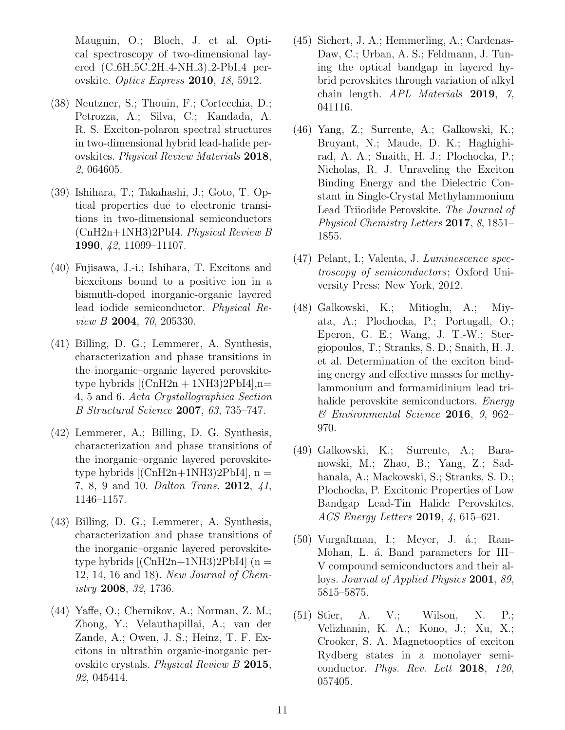Mauguin, O.; Bloch, J. et al. Optical spectroscopy of two-dimensional layered (C_6H_5C_2H_4-NH_3)_2-PbI_4 perovskite. *Optics Express* **2010**, *18*, 5912.

(38) Neutzner, S.; Thouin, F.; Cortecchia, D.; Petrozza, A.; Silva, C.; Kandada, A. R. S. Exciton-polaron spectral structures in two-dimensional hybrid lead-halide perovskites. *Physical Review Materials* **2018**, *2*, 064605.

(39) Ishihara, T.; Takahashi, J.; Goto, T. Optical properties due to electronic transitions in two-dimensional semiconductors (CnH2n+1NH3)2PbI4. *Physical Review B* **1990**, *42*, 11099–11107.

(40) Fujisawa, J.-i.; Ishihara, T. Excitons and biexcitons bound to a positive ion in a bismuth-doped inorganic-organic layered lead iodide semiconductor. *Physical Review B* **2004**, *70*, 205330.

(41) Billing, D. G.; Lemmerer, A. Synthesis, characterization and phase transitions in the inorganic–organic layered perovskite-type hybrids [(CnH2n + 1NH3)2PbI4],n= 4, 5 and 6. *Acta Crystallographica Section B Structural Science* **2007**, *63*, 735–747.

(42) Lemmerer, A.; Billing, D. G. Synthesis, characterization and phase transitions of the inorganic–organic layered perovskite-type hybrids [(CnH2n+1NH3)2PbI4], n = 7, 8, 9 and 10. *Dalton Trans.* **2012**, *41*, 1146–1157.

(43) Billing, D. G.; Lemmerer, A. Synthesis, characterization and phase transitions of the inorganic–organic layered perovskite-type hybrids [(CnH2n+1NH3)2PbI4] (n = 12, 14, 16 and 18). *New Journal of Chemistry* **2008**, *32*, 1736.

(44) Yaffe, O.; Chernikov, A.; Norman, Z. M.; Zhong, Y.; Velauthapillai, A.; van der Zande, A.; Owen, J. S.; Heinz, T. F. Excitons in ultrathin organic-inorganic perovskite crystals. *Physical Review B* **2015**, *92*, 045414.

(45) Sichert, J. A.; Hemmerling, A.; Cardenas-Daw, C.; Urban, A. S.; Feldmann, J. Tuning the optical bandgap in layered hybrid perovskites through variation of alkyl chain length. *APL Materials* **2019**, *7*, 041116.

(46) Yang, Z.; Surrente, A.; Galkowski, K.; Bruyant, N.; Maude, D. K.; Haghighirad, A. A.; Snaith, H. J.; Plochocka, P.; Nicholas, R. J. Unraveling the Exciton Binding Energy and the Dielectric Constant in Single-Crystal Methylammonium Lead Triiodide Perovskite. *The Journal of Physical Chemistry Letters* **2017**, *8*, 1851–1855.

(47) Pelant, I.; Valenta, J. *Luminescence spectroscopy of semiconductors*; Oxford University Press: New York, 2012.

(48) Galkowski, K.; Mitioglu, A.; Miyata, A.; Plochocka, P.; Portugall, O.; Eperon, G. E.; Wang, J. T.-W.; Stergiopoulos, T.; Stranks, S. D.; Snaith, H. J. et al. Determination of the exciton binding energy and effective masses for methylammonium and formamidinium lead trihalide perovskite semiconductors. *Energy & Environmental Science* **2016**, *9*, 962–970.

(49) Galkowski, K.; Surrente, A.; Baranowski, M.; Zhao, B.; Yang, Z.; Sadhanala, A.; Mackowski, S.; Stranks, S. D.; Plochocka, P. Excitonic Properties of Low Bandgap Lead-Tin Halide Perovskites. *ACS Energy Letters* **2019**, *4*, 615–621.

(50) Vurgaftman, I.; Meyer, J. á.; Ram-Mohan, L. á. Band parameters for III–V compound semiconductors and their alloys. *Journal of Applied Physics* **2001**, *89*, 5815–5875.

(51) Stier, A. V.; Wilson, N. P.; Velizhanin, K. A.; Kono, J.; Xu, X.; Crooker, S. A. Magnetooptics of exciton Rydberg states in a monolayer semiconductor. *Phys. Rev. Lett* **2018**, *120*, 057405.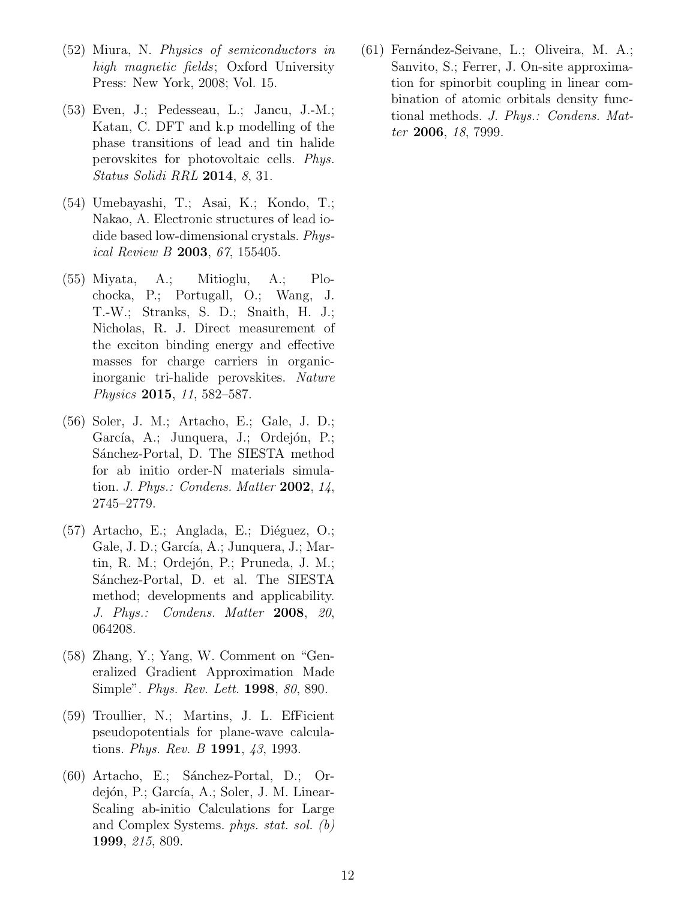(52) Miura, N. *Physics of semiconductors in high magnetic fields*; Oxford University Press: New York, 2008; Vol. 15.

(53) Even, J.; Pedesseau, L.; Jancu, J.-M.; Katan, C. DFT and k.p modelling of the phase transitions of lead and tin halide perovskites for photovoltaic cells. *Phys. Status Solidi RRL* **2014**, *8*, 31.

(54) Umebayashi, T.; Asai, K.; Kondo, T.; Nakao, A. Electronic structures of lead iodide based low-dimensional crystals. *Physical Review B* **2003**, *67*, 155405.

(55) Miyata, A.; Mitioglu, A.; Plochocka, P.; Portugall, O.; Wang, J. T.-W.; Stranks, S. D.; Snaith, H. J.; Nicholas, R. J. Direct measurement of the exciton binding energy and effective masses for charge carriers in organic-inorganic tri-halide perovskites. *Nature Physics* **2015**, *11*, 582–587.

(56) Soler, J. M.; Artacho, E.; Gale, J. D.; García, A.; Junquera, J.; Ordejón, P.; Sánchez-Portal, D. The SIESTA method for ab initio order-N materials simulation. *J. Phys.: Condens. Matter* **2002**, *14*, 2745–2779.

(57) Artacho, E.; Anglada, E.; Diéguez, O.; Gale, J. D.; García, A.; Junquera, J.; Martin, R. M.; Ordejón, P.; Pruneda, J. M.; Sánchez-Portal, D. et al. The SIESTA method; developments and applicability. *J. Phys.: Condens. Matter* **2008**, *20*, 064208.

(58) Zhang, Y.; Yang, W. Comment on "Generalized Gradient Approximation Made Simple". *Phys. Rev. Lett.* **1998**, *80*, 890.

(59) Troullier, N.; Martins, J. L. EfFicient pseudopotentials for plane-wave calculations. *Phys. Rev. B* **1991**, *43*, 1993.

(60) Artacho, E.; Sánchez-Portal, D.; Ordejón, P.; García, A.; Soler, J. M. Linear-Scaling ab-initio Calculations for Large and Complex Systems. *phys. stat. sol. (b)* **1999**, *215*, 809.

(61) Fernández-Seivane, L.; Oliveira, M. A.; Sanvito, S.; Ferrer, J. On-site approximation for spinorbit coupling in linear combination of atomic orbitals density functional methods. *J. Phys.: Condens. Matter* **2006**, *18*, 7999.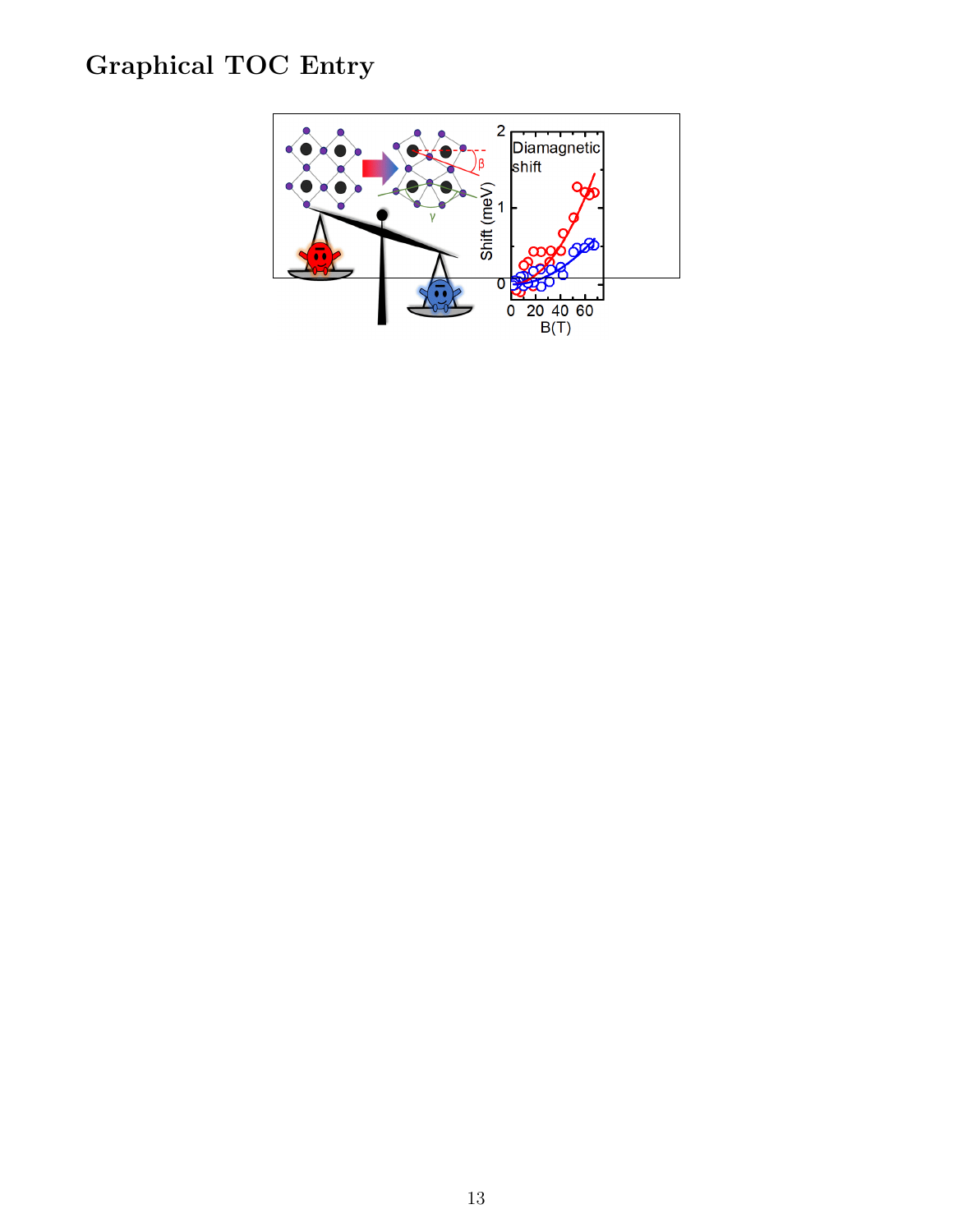# Graphical TOC Entry

Diamagnetic shift

Shift (meV)

2

1

0

0 20 40 60

B(T)

β

γ